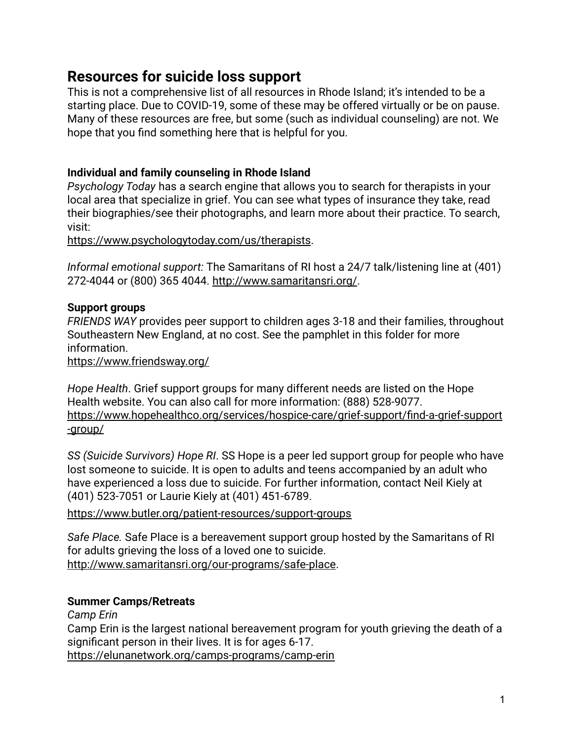# Resources for suicide loss support

This is not a comprehensive list of all resources in Rhode Island; it's intended to be a starting place. Due to COVID-19, some of these may be offered virtually or be on pause. Many of these resources are free, but some (such as individual counseling) are not. We hope that you find something here that is helpful for you.

### Individual and family counseling in Rhode Island

*Psychology Today* has a search engine that allows you to search for therapists in your local area that specialize in grief. You can see what types of insurance they take, read their biographies/see their photographs, and learn more about their practice. To search, visit:
https://www.psychologytoday.com/us/therapists.

*Informal emotional support:* The Samaritans of RI host a 24/7 talk/listening line at (401) 272-4044 or (800) 365 4044. http://www.samaritansri.org/.

### Support groups

*FRIENDS WAY* provides peer support to children ages 3-18 and their families, throughout Southeastern New England, at no cost. See the pamphlet in this folder for more information.
https://www.friendsway.org/

*Hope Health*. Grief support groups for many different needs are listed on the Hope Health website. You can also call for more information: (888) 528-9077.
https://www.hopehealthco.org/services/hospice-care/grief-support/find-a-grief-support-group/

*SS (Suicide Survivors) Hope RI*. SS Hope is a peer led support group for people who have lost someone to suicide. It is open to adults and teens accompanied by an adult who have experienced a loss due to suicide. For further information, contact Neil Kiely at (401) 523-7051 or Laurie Kiely at (401) 451-6789.

https://www.butler.org/patient-resources/support-groups

*Safe Place.* Safe Place is a bereavement support group hosted by the Samaritans of RI for adults grieving the loss of a loved one to suicide.
http://www.samaritansri.org/our-programs/safe-place.

### Summer Camps/Retreats

*Camp Erin*
Camp Erin is the largest national bereavement program for youth grieving the death of a significant person in their lives. It is for ages 6-17.
https://elunanetwork.org/camps-programs/camp-erin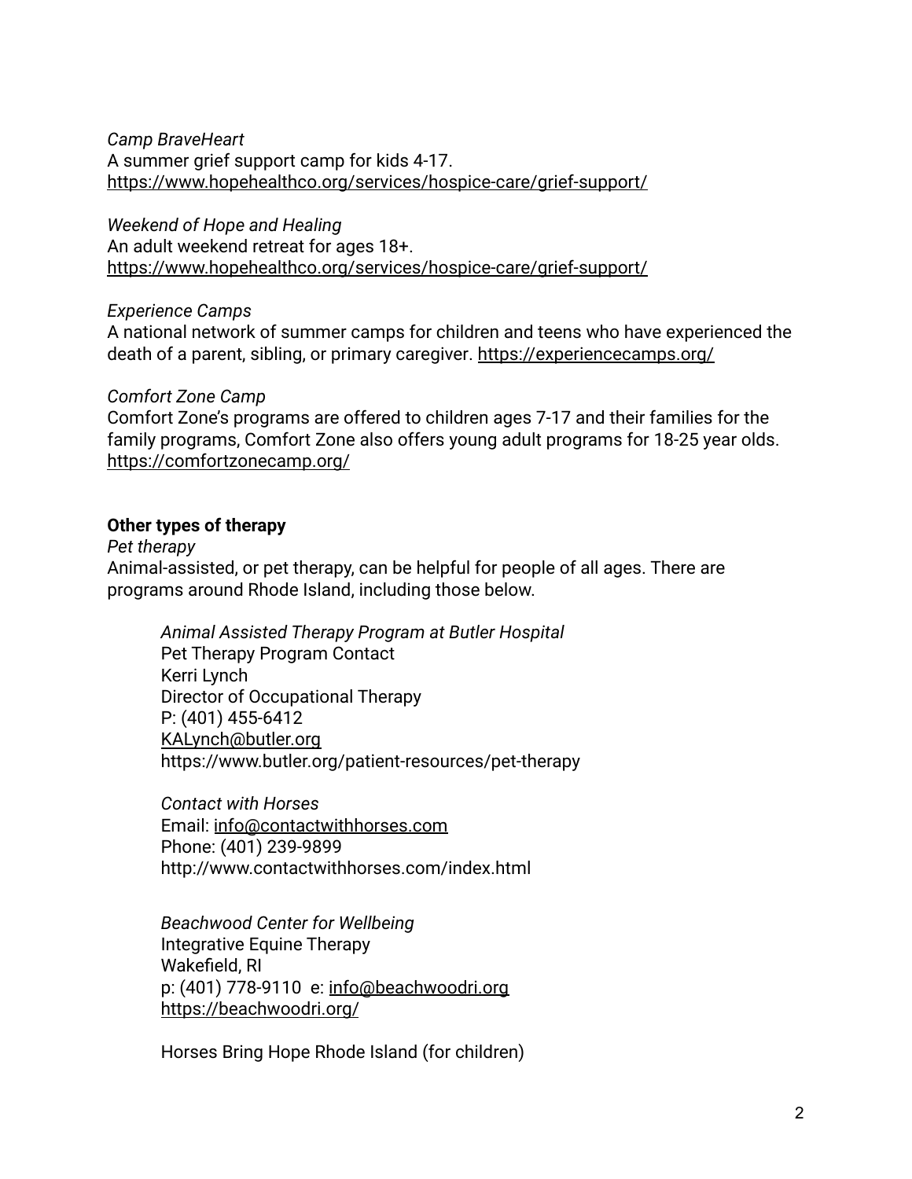*Camp BraveHeart*
A summer grief support camp for kids 4-17.
https://www.hopehealthco.org/services/hospice-care/grief-support/

*Weekend of Hope and Healing*
An adult weekend retreat for ages 18+.
https://www.hopehealthco.org/services/hospice-care/grief-support/

*Experience Camps*
A national network of summer camps for children and teens who have experienced the death of a parent, sibling, or primary caregiver. https://experiencecamps.org/

*Comfort Zone Camp*
Comfort Zone's programs are offered to children ages 7-17 and their families for the family programs, Comfort Zone also offers young adult programs for 18-25 year olds.
https://comfortzonecamp.org/

**Other types of therapy**

*Pet therapy*
Animal-assisted, or pet therapy, can be helpful for people of all ages. There are programs around Rhode Island, including those below.

> *Animal Assisted Therapy Program at Butler Hospital*
> Pet Therapy Program Contact
> Kerri Lynch
> Director of Occupational Therapy
> P: (401) 455-6412
> KALynch@butler.org
> https://www.butler.org/patient-resources/pet-therapy
>
> *Contact with Horses*
> Email: info@contactwithhorses.com
> Phone: (401) 239-9899
> http://www.contactwithhorses.com/index.html
>
> *Beachwood Center for Wellbeing*
> Integrative Equine Therapy
> Wakefield, RI
> p: (401) 778-9110 e: info@beachwoodri.org
> https://beachwoodri.org/
>
> Horses Bring Hope Rhode Island (for children)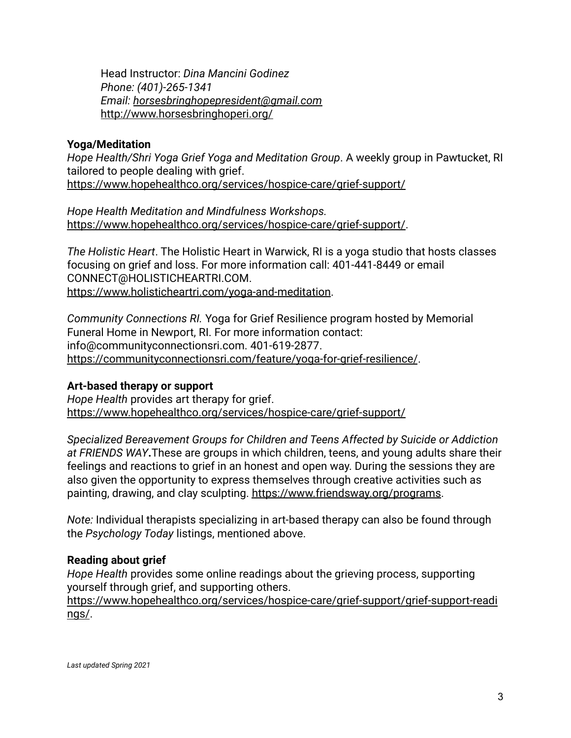Head Instructor: *Dina Mancini Godinez*
*Phone: (401)-265-1341*
*Email: horsesbringhopepresident@gmail.com*
http://www.horsesbringhoperi.org/

**Yoga/Meditation**

*Hope Health/Shri Yoga Grief Yoga and Meditation Group*. A weekly group in Pawtucket, RI tailored to people dealing with grief.
https://www.hopehealthco.org/services/hospice-care/grief-support/

*Hope Health Meditation and Mindfulness Workshops.*
https://www.hopehealthco.org/services/hospice-care/grief-support/.

*The Holistic Heart*. The Holistic Heart in Warwick, RI is a yoga studio that hosts classes focusing on grief and loss. For more information call: 401-441-8449 or email CONNECT@HOLISTICHEARTRI.COM.
https://www.holisticheartri.com/yoga-and-meditation.

*Community Connections RI.* Yoga for Grief Resilience program hosted by Memorial Funeral Home in Newport, RI. For more information contact: info@communityconnectionsri.com. 401-619-2877.
https://communityconnectionsri.com/feature/yoga-for-grief-resilience/.

**Art-based therapy or support**

*Hope Health* provides art therapy for grief.
https://www.hopehealthco.org/services/hospice-care/grief-support/

*Specialized Bereavement Groups for Children and Teens Affected by Suicide or Addiction at FRIENDS WAY***.**These are groups in which children, teens, and young adults share their feelings and reactions to grief in an honest and open way. During the sessions they are also given the opportunity to express themselves through creative activities such as painting, drawing, and clay sculpting. https://www.friendsway.org/programs.

*Note:* Individual therapists specializing in art-based therapy can also be found through the *Psychology Today* listings, mentioned above.

**Reading about grief**

*Hope Health* provides some online readings about the grieving process, supporting yourself through grief, and supporting others.
https://www.hopehealthco.org/services/hospice-care/grief-support/grief-support-readings/.

*Last updated Spring 2021*